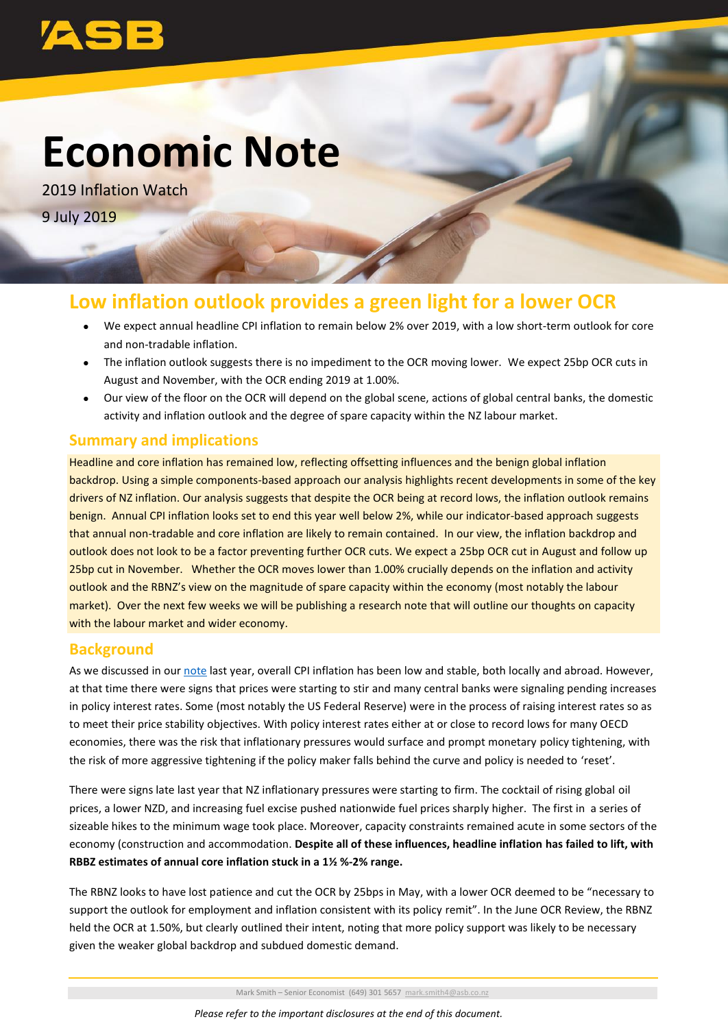# Economic Note

2019 Inflation Watch

9 July 2019

## Low inflation outlook provides a green light for a lower OCR

- We expect annual headline CPI inflation to remain below 2% over 2019, with a low short-term outlook for core and non-tradable inflation.
- The inflation outlook suggests there is no impediment to the OCR moving lower. We expect 25bp OCR cuts in August and November, with the OCR ending 2019 at 1.00%.
- Our view of the floor on the OCR will depend on the global scene, actions of global central banks, the domestic activity and inflation outlook and the degree of spare capacity within the NZ labour market.

## Summary and implications

Headline and core inflation has remained low, reflecting offsetting influences and the benign global inflation backdrop. Using a simple components-based approach our analysis highlights recent developments in some of the key drivers of NZ inflation. Our analysis suggests that despite the OCR being at record lows, the inflation outlook remains benign. Annual CPI inflation looks set to end this year well below 2%, while our indicator-based approach suggests that annual non-tradable and core inflation are likely to remain contained. In our view, the inflation backdrop and outlook does not look to be a factor preventing further OCR cuts. We expect a 25bp OCR cut in August and follow up 25bp cut in November. Whether the OCR moves lower than 1.00% crucially depends on the inflation and activity outlook and the RBNZ's view on the magnitude of spare capacity within the economy (most notably the labour market). Over the next few weeks we will be publishing a research note that will outline our thoughts on capacity with the labour market and wider economy.

## Background

As we discussed in our note last year, overall CPI inflation has been low and stable, both locally and abroad. However, at that time there were signs that prices were starting to stir and many central banks were signaling pending increases in policy interest rates. Some (most notably the US Federal Reserve) were in the process of raising interest rates so as to meet their price stability objectives. With policy interest rates either at or close to record lows for many OECD economies, there was the risk that inflationary pressures would surface and prompt monetary policy tightening, with the risk of more aggressive tightening if the policy maker falls behind the curve and policy is needed to 'reset'.

There were signs late last year that NZ inflationary pressures were starting to firm. The cocktail of rising global oil prices, a lower NZD, and increasing fuel excise pushed nationwide fuel prices sharply higher. The first in a series of sizeable hikes to the minimum wage took place. Moreover, capacity constraints remained acute in some sectors of the economy (construction and accommodation. **Despite all of these influences, headline inflation has failed to lift, with RBBZ estimates of annual core inflation stuck in a 1½ %-2% range.**

The RBNZ looks to have lost patience and cut the OCR by 25bps in May, with a lower OCR deemed to be "necessary to support the outlook for employment and inflation consistent with its policy remit". In the June OCR Review, the RBNZ held the OCR at 1.50%, but clearly outlined their intent, noting that more policy support was likely to be necessary given the weaker global backdrop and subdued domestic demand.

Mark Smith – Senior Economist (649) 301 5657 mark.smith4@asb.co.nz

*Please refer to the important disclosures at the end of this document.*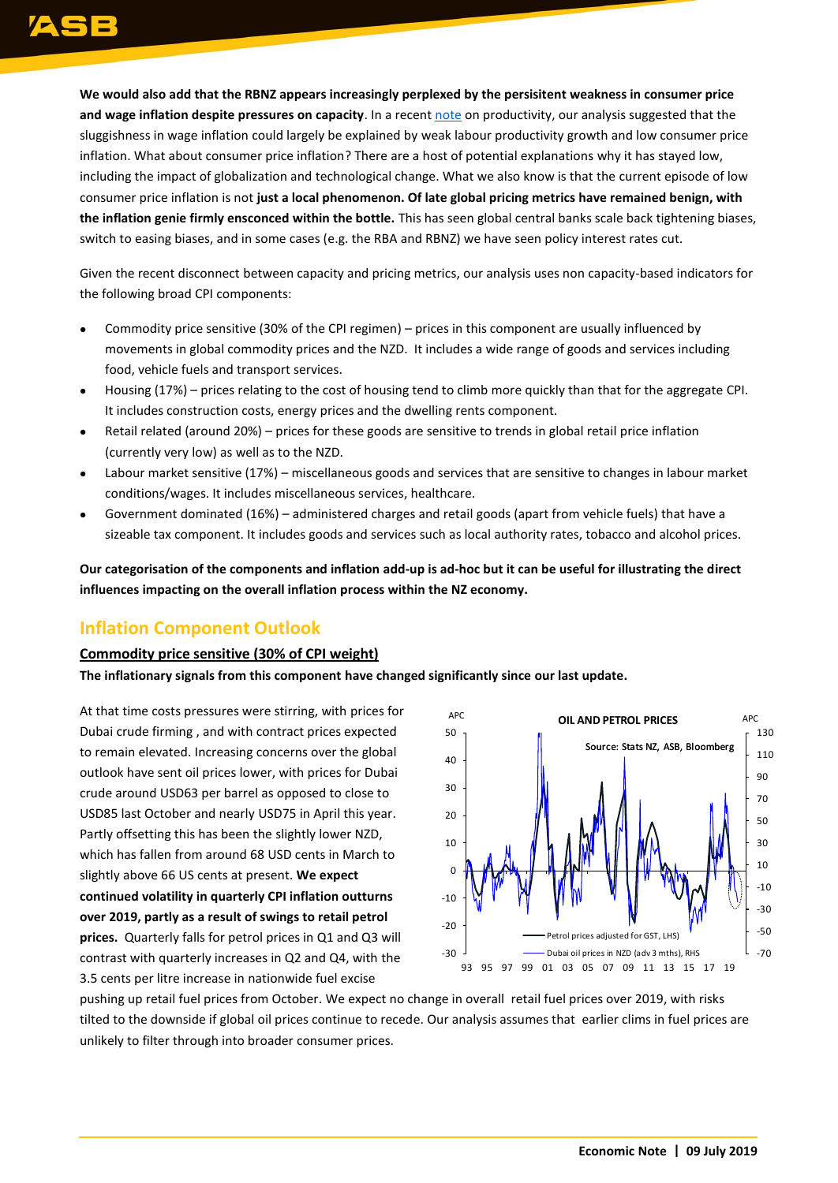**We would also add that the RBNZ appears increasingly perplexed by the persisitent weakness in consumer price and wage inflation despite pressures on capacity**. In a recent note on productivity, our analysis suggested that the sluggishness in wage inflation could largely be explained by weak labour productivity growth and low consumer price inflation. What about consumer price inflation? There are a host of potential explanations why it has stayed low, including the impact of globalization and technological change. What we also know is that the current episode of low consumer price inflation is not **just a local phenomenon. Of late global pricing metrics have remained benign, with the inflation genie firmly ensconced within the bottle.** This has seen global central banks scale back tightening biases, switch to easing biases, and in some cases (e.g. the RBA and RBNZ) we have seen policy interest rates cut.

Given the recent disconnect between capacity and pricing metrics, our analysis uses non capacity-based indicators for the following broad CPI components:

- Commodity price sensitive (30% of the CPI regimen) – prices in this component are usually influenced by movements in global commodity prices and the NZD. It includes a wide range of goods and services including food, vehicle fuels and transport services.
- Housing (17%) – prices relating to the cost of housing tend to climb more quickly than that for the aggregate CPI. It includes construction costs, energy prices and the dwelling rents component.
- Retail related (around 20%) – prices for these goods are sensitive to trends in global retail price inflation (currently very low) as well as to the NZD.
- Labour market sensitive (17%) – miscellaneous goods and services that are sensitive to changes in labour market conditions/wages. It includes miscellaneous services, healthcare.
- Government dominated (16%) – administered charges and retail goods (apart from vehicle fuels) that have a sizeable tax component. It includes goods and services such as local authority rates, tobacco and alcohol prices.

**Our categorisation of the components and inflation add-up is ad-hoc but it can be useful for illustrating the direct influences impacting on the overall inflation process within the NZ economy.**

## Inflation Component Outlook

### Commodity price sensitive (30% of CPI weight)

**The inflationary signals from this component have changed significantly since our last update.**

At that time costs pressures were stirring, with prices for Dubai crude firming , and with contract prices expected to remain elevated. Increasing concerns over the global outlook have sent oil prices lower, with prices for Dubai crude around USD63 per barrel as opposed to close to USD85 last October and nearly USD75 in April this year. Partly offsetting this has been the slightly lower NZD, which has fallen from around 68 USD cents in March to slightly above 66 US cents at present. **We expect continued volatility in quarterly CPI inflation outturns over 2019, partly as a result of swings to retail petrol prices.** Quarterly falls for petrol prices in Q1 and Q3 will contrast with quarterly increases in Q2 and Q4, with the 3.5 cents per litre increase in nationwide fuel excise pushing up retail fuel prices from October. We expect no change in overall retail fuel prices over 2019, with risks tilted to the downside if global oil prices continue to recede. Our analysis assumes that earlier clims in fuel prices are unlikely to filter through into broader consumer prices.

OIL AND PETROL PRICES

Source: Stats NZ, ASB, Bloomberg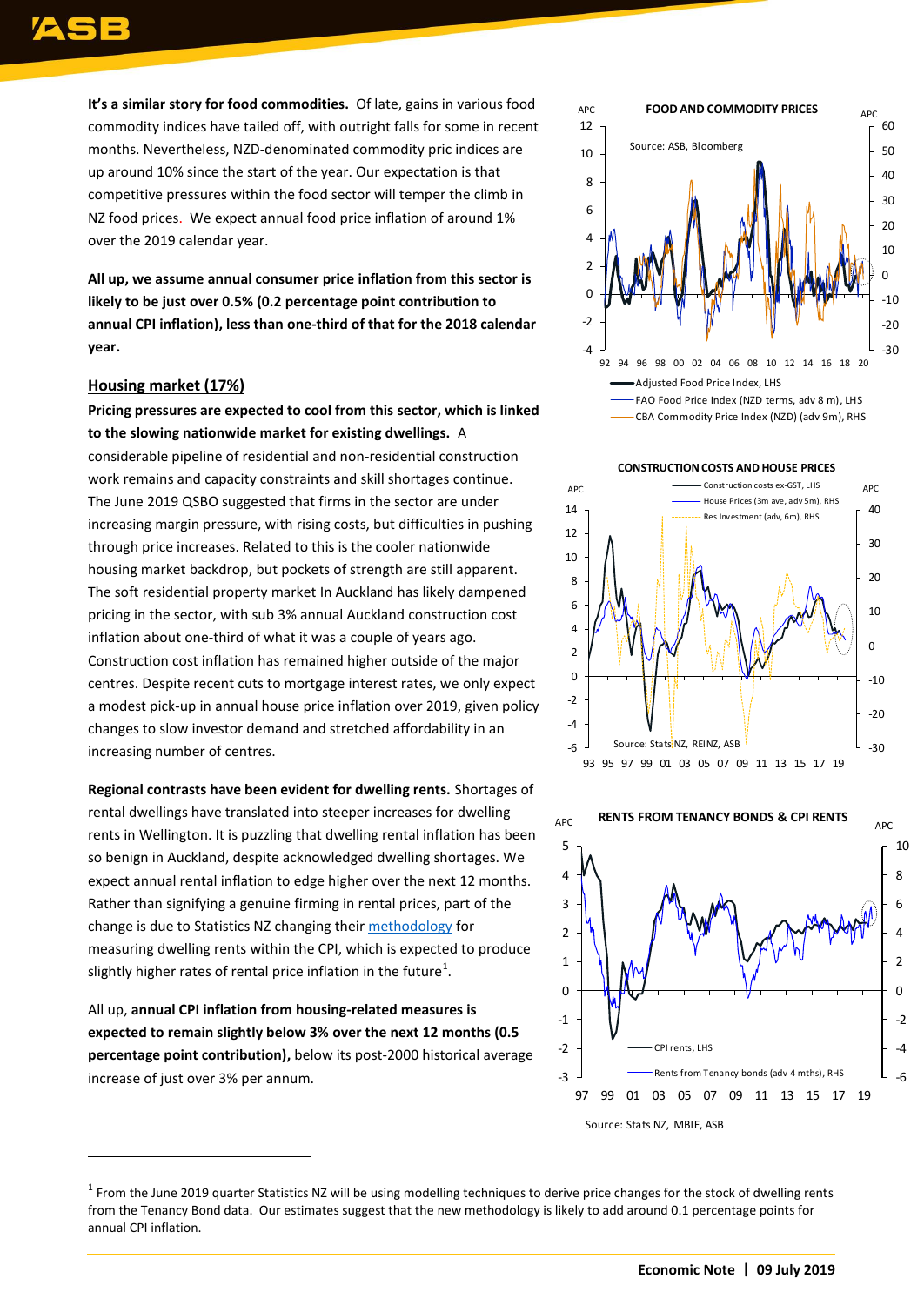**It's a similar story for food commodities.** Of late, gains in various food commodity indices have tailed off, with outright falls for some in recent months. Nevertheless, NZD-denominated commodity pric indices are up around 10% since the start of the year. Our expectation is that competitive pressures within the food sector will temper the climb in NZ food prices. We expect annual food price inflation of around 1% over the 2019 calendar year.

**All up, we assume annual consumer price inflation from this sector is likely to be just over 0.5% (0.2 percentage point contribution to annual CPI inflation), less than one-third of that for the 2018 calendar year.**

## Housing market (17%)

**Pricing pressures are expected to cool from this sector, which is linked to the slowing nationwide market for existing dwellings.** A considerable pipeline of residential and non-residential construction work remains and capacity constraints and skill shortages continue. The June 2019 QSBO suggested that firms in the sector are under increasing margin pressure, with rising costs, but difficulties in pushing through price increases. Related to this is the cooler nationwide housing market backdrop, but pockets of strength are still apparent. The soft residential property market In Auckland has likely dampened pricing in the sector, with sub 3% annual Auckland construction cost inflation about one-third of what it was a couple of years ago. Construction cost inflation has remained higher outside of the major centres. Despite recent cuts to mortgage interest rates, we only expect a modest pick-up in annual house price inflation over 2019, given policy changes to slow investor demand and stretched affordability in an increasing number of centres.

**Regional contrasts have been evident for dwelling rents.** Shortages of rental dwellings have translated into steeper increases for dwelling rents in Wellington. It is puzzling that dwelling rental inflation has been so benign in Auckland, despite acknowledged dwelling shortages. We expect annual rental inflation to edge higher over the next 12 months. Rather than signifying a genuine firming in rental prices, part of the change is due to Statistics NZ changing their methodology for measuring dwelling rents within the CPI, which is expected to produce slightly higher rates of rental price inflation in the future[1].

All up, **annual CPI inflation from housing-related measures is expected to remain slightly below 3% over the next 12 months (0.5 percentage point contribution),** below its post-2000 historical average increase of just over 3% per annum.

**FOOD AND COMMODITY PRICES**

Source: ASB, Bloomberg

— Adjusted Food Price Index, LHS
— FAO Food Price Index (NZD terms, adv 8 m), LHS
— CBA Commodity Price Index (NZD) (adv 9m), RHS

**CONSTRUCTION COSTS AND HOUSE PRICES**

— Construction costs ex-GST, LHS
— House Prices (3m ave, adv 5m), RHS
— Res Investment (adv, 6m), RHS

Source: Stats NZ, REINZ, ASB

**RENTS FROM TENANCY BONDS & CPI RENTS**

— CPI rents, LHS
— Rents from Tenancy bonds (adv 4 mths), RHS

Source: Stats NZ, MBIE, ASB

[1] From the June 2019 quarter Statistics NZ will be using modelling techniques to derive price changes for the stock of dwelling rents from the Tenancy Bond data. Our estimates suggest that the new methodology is likely to add around 0.1 percentage points for annual CPI inflation.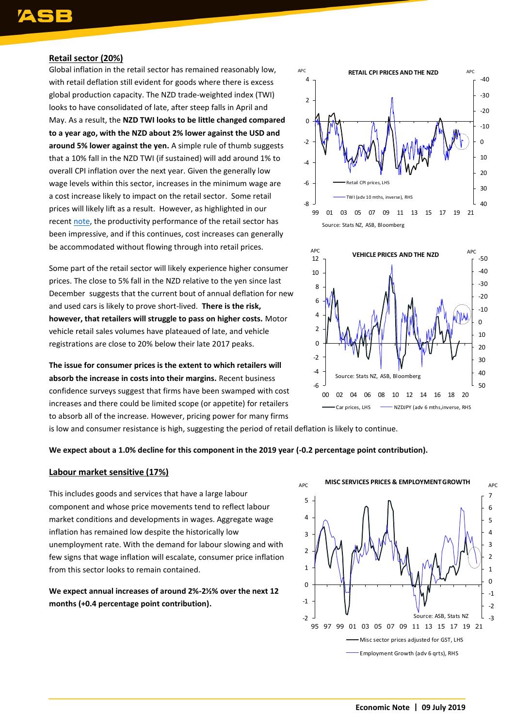## Retail sector (20%)

Global inflation in the retail sector has remained reasonably low, with retail deflation still evident for goods where there is excess global production capacity. The NZD trade-weighted index (TWI) looks to have consolidated of late, after steep falls in April and May. As a result, the **NZD TWI looks to be little changed compared to a year ago, with the NZD about 2% lower against the USD and around 5% lower against the yen.** A simple rule of thumb suggests that a 10% fall in the NZD TWI (if sustained) will add around 1% to overall CPI inflation over the next year. Given the generally low wage levels within this sector, increases in the minimum wage are a cost increase likely to impact on the retail sector. Some retail prices will likely lift as a result. However, as highlighted in our recent note, the productivity performance of the retail sector has been impressive, and if this continues, cost increases can generally be accommodated without flowing through into retail prices.

Some part of the retail sector will likely experience higher consumer prices. The close to 5% fall in the NZD relative to the yen since last December suggests that the current bout of annual deflation for new and used cars is likely to prove short-lived. **There is the risk, however, that retailers will struggle to pass on higher costs.** Motor vehicle retail sales volumes have plateaued of late, and vehicle registrations are close to 20% below their late 2017 peaks.

**The issue for consumer prices is the extent to which retailers will absorb the increase in costs into their margins.** Recent business confidence surveys suggest that firms have been swamped with cost increases and there could be limited scope (or appetite) for retailers to absorb all of the increase. However, pricing power for many firms is low and consumer resistance is high, suggesting the period of retail deflation is likely to continue.

**We expect about a 1.0% decline for this component in the 2019 year (-0.2 percentage point contribution).**

## Labour market sensitive (17%)

This includes goods and services that have a large labour component and whose price movements tend to reflect labour market conditions and developments in wages. Aggregate wage inflation has remained low despite the historically low unemployment rate. With the demand for labour slowing and with few signs that wage inflation will escalate, consumer price inflation from this sector looks to remain contained.

**We expect annual increases of around 2%-2½% over the next 12 months (+0.4 percentage point contribution).**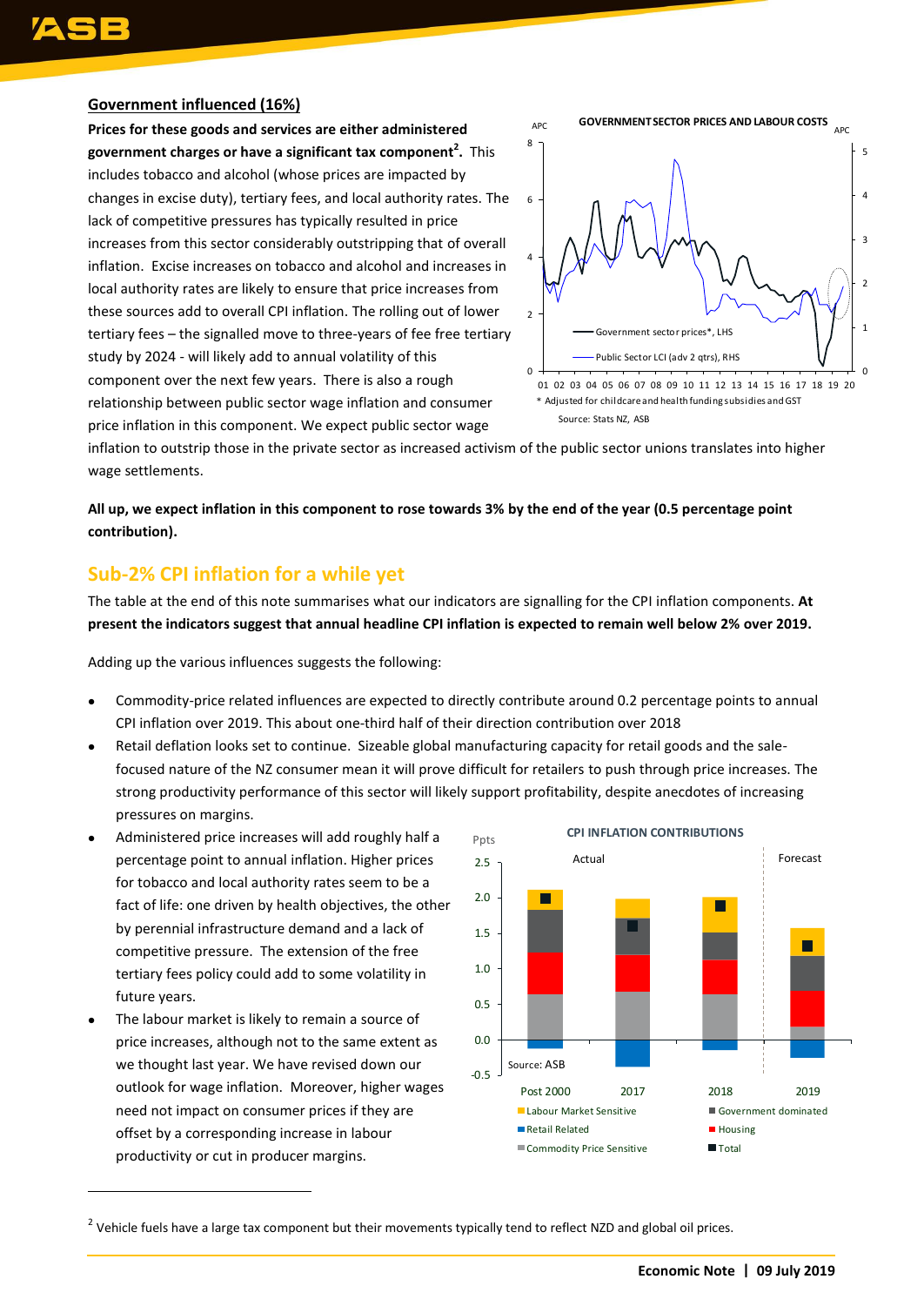### Government influenced (16%)

**Prices for these goods and services are either administered government charges or have a significant tax component[2].** This includes tobacco and alcohol (whose prices are impacted by changes in excise duty), tertiary fees, and local authority rates. The lack of competitive pressures has typically resulted in price increases from this sector considerably outstripping that of overall inflation. Excise increases on tobacco and alcohol and increases in local authority rates are likely to ensure that price increases from these sources add to overall CPI inflation. The rolling out of lower tertiary fees – the signalled move to three-years of fee free tertiary study by 2024 - will likely add to annual volatility of this component over the next few years. There is also a rough relationship between public sector wage inflation and consumer price inflation in this component. We expect public sector wage inflation to outstrip those in the private sector as increased activism of the public sector unions translates into higher wage settlements.

GOVERNMENT SECTOR PRICES AND LABOUR COSTS

\* Adjusted for childcare and health funding subsidies and GST

Source: Stats NZ, ASB

**All up, we expect inflation in this component to rose towards 3% by the end of the year (0.5 percentage point contribution).**

## Sub-2% CPI inflation for a while yet

The table at the end of this note summarises what our indicators are signalling for the CPI inflation components. **At present the indicators suggest that annual headline CPI inflation is expected to remain well below 2% over 2019.**

Adding up the various influences suggests the following:

- Commodity-price related influences are expected to directly contribute around 0.2 percentage points to annual CPI inflation over 2019. This about one-third half of their direction contribution over 2018
- Retail deflation looks set to continue. Sizeable global manufacturing capacity for retail goods and the sale-focused nature of the NZ consumer mean it will prove difficult for retailers to push through price increases. The strong productivity performance of this sector will likely support profitability, despite anecdotes of increasing pressures on margins.
- Administered price increases will add roughly half a percentage point to annual inflation. Higher prices for tobacco and local authority rates seem to be a fact of life: one driven by health objectives, the other by perennial infrastructure demand and a lack of competitive pressure. The extension of the free tertiary fees policy could add to some volatility in future years.
- The labour market is likely to remain a source of price increases, although not to the same extent as we thought last year. We have revised down our outlook for wage inflation. Moreover, higher wages need not impact on consumer prices if they are offset by a corresponding increase in labour productivity or cut in producer margins.

CPI INFLATION CONTRIBUTIONS

Source: ASB

[2] Vehicle fuels have a large tax component but their movements typically tend to reflect NZD and global oil prices.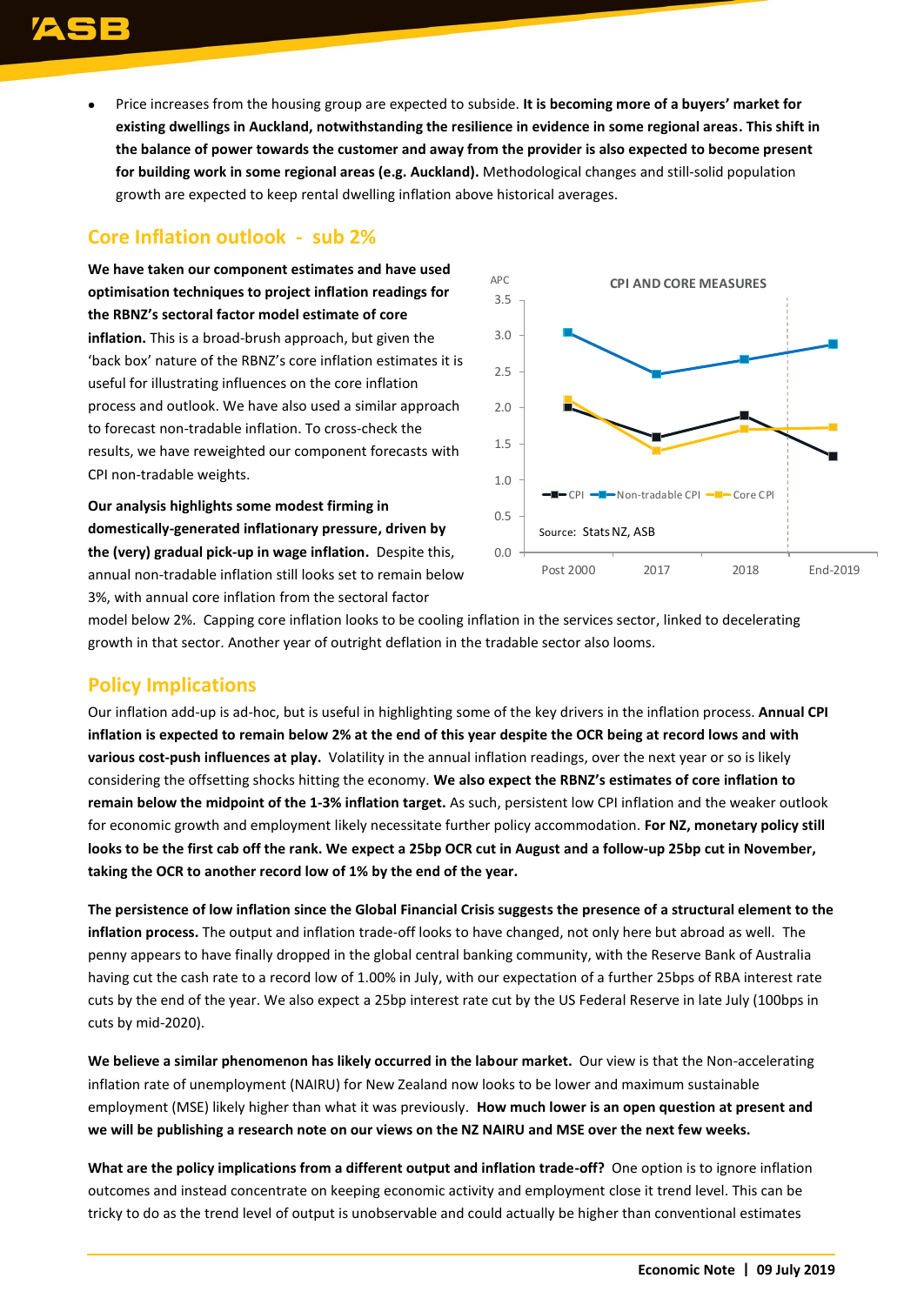- Price increases from the housing group are expected to subside. **It is becoming more of a buyers' market for existing dwellings in Auckland, notwithstanding the resilience in evidence in some regional areas. This shift in the balance of power towards the customer and away from the provider is also expected to become present for building work in some regional areas (e.g. Auckland).** Methodological changes and still-solid population growth are expected to keep rental dwelling inflation above historical averages.

## Core Inflation outlook - sub 2%

**We have taken our component estimates and have used optimisation techniques to project inflation readings for the RBNZ's sectoral factor model estimate of core inflation.** This is a broad-brush approach, but given the 'back box' nature of the RBNZ's core inflation estimates it is useful for illustrating influences on the core inflation process and outlook. We have also used a similar approach to forecast non-tradable inflation. To cross-check the results, we have reweighted our component forecasts with CPI non-tradable weights.

**Our analysis highlights some modest firming in domestically-generated inflationary pressure, driven by the (very) gradual pick-up in wage inflation.** Despite this, annual non-tradable inflation still looks set to remain below 3%, with annual core inflation from the sectoral factor model below 2%. Capping core inflation looks to be cooling inflation in the services sector, linked to decelerating growth in that sector. Another year of outright deflation in the tradable sector also looms.

CPI AND CORE MEASURES

Source: Stats NZ, ASB

## Policy Implications

Our inflation add-up is ad-hoc, but is useful in highlighting some of the key drivers in the inflation process. **Annual CPI inflation is expected to remain below 2% at the end of this year despite the OCR being at record lows and with various cost-push influences at play.** Volatility in the annual inflation readings, over the next year or so is likely considering the offsetting shocks hitting the economy. **We also expect the RBNZ's estimates of core inflation to remain below the midpoint of the 1-3% inflation target.** As such, persistent low CPI inflation and the weaker outlook for economic growth and employment likely necessitate further policy accommodation. **For NZ, monetary policy still looks to be the first cab off the rank. We expect a 25bp OCR cut in August and a follow-up 25bp cut in November, taking the OCR to another record low of 1% by the end of the year.**

**The persistence of low inflation since the Global Financial Crisis suggests the presence of a structural element to the inflation process.** The output and inflation trade-off looks to have changed, not only here but abroad as well. The penny appears to have finally dropped in the global central banking community, with the Reserve Bank of Australia having cut the cash rate to a record low of 1.00% in July, with our expectation of a further 25bps of RBA interest rate cuts by the end of the year. We also expect a 25bp interest rate cut by the US Federal Reserve in late July (100bps in cuts by mid-2020).

**We believe a similar phenomenon has likely occurred in the labour market.** Our view is that the Non-accelerating inflation rate of unemployment (NAIRU) for New Zealand now looks to be lower and maximum sustainable employment (MSE) likely higher than what it was previously. **How much lower is an open question at present and we will be publishing a research note on our views on the NZ NAIRU and MSE over the next few weeks.**

**What are the policy implications from a different output and inflation trade-off?** One option is to ignore inflation outcomes and instead concentrate on keeping economic activity and employment close it trend level. This can be tricky to do as the trend level of output is unobservable and could actually be higher than conventional estimates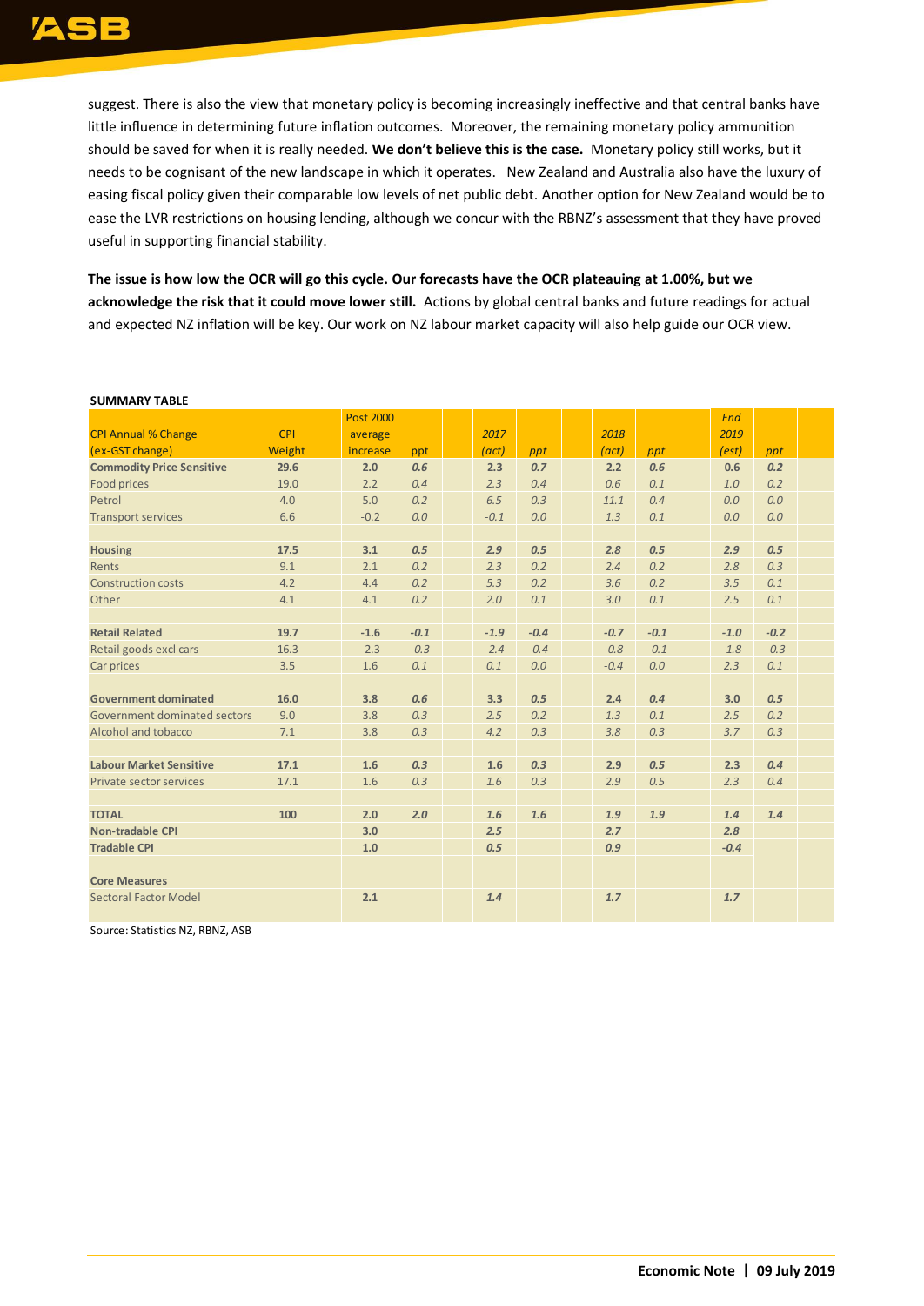suggest. There is also the view that monetary policy is becoming increasingly ineffective and that central banks have little influence in determining future inflation outcomes. Moreover, the remaining monetary policy ammunition should be saved for when it is really needed. **We don't believe this is the case.** Monetary policy still works, but it needs to be cognisant of the new landscape in which it operates. New Zealand and Australia also have the luxury of easing fiscal policy given their comparable low levels of net public debt. Another option for New Zealand would be to ease the LVR restrictions on housing lending, although we concur with the RBNZ's assessment that they have proved useful in supporting financial stability.

**The issue is how low the OCR will go this cycle. Our forecasts have the OCR plateauing at 1.00%, but we acknowledge the risk that it could move lower still.** Actions by global central banks and future readings for actual and expected NZ inflation will be key. Our work on NZ labour market capacity will also help guide our OCR view.

**SUMMARY TABLE**

| CPI Annual % Change (ex-GST change) | CPI Weight | Post 2000 average increase | ppt | *2017 (act)* | *ppt* | *2018 (act)* | *ppt* | *End 2019 (est)* | *ppt* |
|---|---|---|---|---|---|---|---|---|---|
| **Commodity Price Sensitive** | **29.6** | **2.0** | ***0.6*** | **2.3** | ***0.7*** | **2.2** | ***0.6*** | **0.6** | ***0.2*** |
| Food prices | 19.0 | 2.2 | *0.4* | *2.3* | *0.4* | *0.6* | *0.1* | *1.0* | *0.2* |
| Petrol | 4.0 | 5.0 | *0.2* | *6.5* | *0.3* | *11.1* | *0.4* | *0.0* | *0.0* |
| Transport services | 6.6 | -0.2 | *0.0* | *-0.1* | *0.0* | *1.3* | *0.1* | *0.0* | *0.0* |
| | | | | | | | | | |
| **Housing** | **17.5** | **3.1** | ***0.5*** | ***2.9*** | ***0.5*** | ***2.8*** | ***0.5*** | ***2.9*** | ***0.5*** |
| Rents | 9.1 | 2.1 | *0.2* | *2.3* | *0.2* | *2.4* | *0.2* | *2.8* | *0.3* |
| Construction costs | 4.2 | 4.4 | *0.2* | *5.3* | *0.2* | *3.6* | *0.2* | *3.5* | *0.1* |
| Other | 4.1 | 4.1 | *0.2* | *2.0* | *0.1* | *3.0* | *0.1* | *2.5* | *0.1* |
| | | | | | | | | | |
| **Retail Related** | **19.7** | **-1.6** | ***-0.1*** | ***-1.9*** | ***-0.4*** | ***-0.7*** | ***-0.1*** | ***-1.0*** | ***-0.2*** |
| Retail goods excl cars | 16.3 | -2.3 | *-0.3* | *-2.4* | *-0.4* | *-0.8* | *-0.1* | *-1.8* | *-0.3* |
| Car prices | 3.5 | 1.6 | *0.1* | *0.1* | *0.0* | *-0.4* | *0.0* | *2.3* | *0.1* |
| | | | | | | | | | |
| **Government dominated** | **16.0** | **3.8** | ***0.6*** | **3.3** | ***0.5*** | **2.4** | ***0.4*** | **3.0** | ***0.5*** |
| Government dominated sectors | 9.0 | 3.8 | *0.3* | *2.5* | *0.2* | *1.3* | *0.1* | *2.5* | *0.2* |
| Alcohol and tobacco | 7.1 | 3.8 | *0.3* | *4.2* | *0.3* | *3.8* | *0.3* | *3.7* | *0.3* |
| | | | | | | | | | |
| **Labour Market Sensitive** | **17.1** | **1.6** | ***0.3*** | **1.6** | ***0.3*** | **2.9** | ***0.5*** | **2.3** | ***0.4*** |
| Private sector services | 17.1 | 1.6 | *0.3* | *1.6* | *0.3* | *2.9* | *0.5* | *2.3* | *0.4* |
| | | | | | | | | | |
| **TOTAL** | **100** | **2.0** | ***2.0*** | ***1.6*** | ***1.6*** | ***1.9*** | ***1.9*** | ***1.4*** | ***1.4*** |
| **Non-tradable CPI** | | **3.0** | | ***2.5*** | | ***2.7*** | | ***2.8*** | |
| **Tradable CPI** | | **1.0** | | ***0.5*** | | ***0.9*** | | ***-0.4*** | |
| | | | | | | | | | |
| **Core Measures** | | | | | | | | | |
| Sectoral Factor Model | | **2.1** | | ***1.4*** | | ***1.7*** | | ***1.7*** | |

Source: Statistics NZ, RBNZ, ASB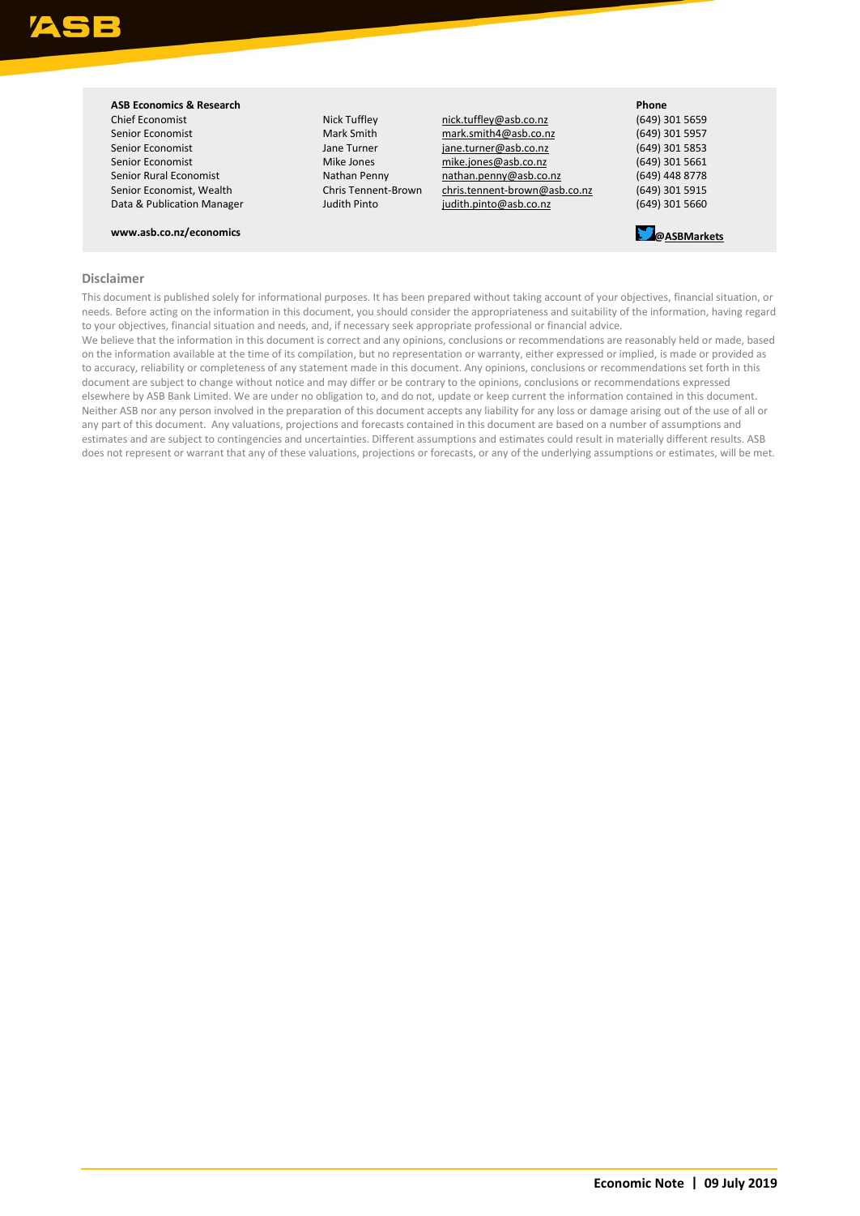| ASB Economics & Research | | | Phone |
| --- | --- | --- | --- |
| Chief Economist | Nick Tuffley | nick.tuffley@asb.co.nz | (649) 301 5659 |
| Senior Economist | Mark Smith | mark.smith4@asb.co.nz | (649) 301 5957 |
| Senior Economist | Jane Turner | jane.turner@asb.co.nz | (649) 301 5853 |
| Senior Economist | Mike Jones | mike.jones@asb.co.nz | (649) 301 5661 |
| Senior Rural Economist | Nathan Penny | nathan.penny@asb.co.nz | (649) 448 8778 |
| Senior Economist, Wealth | Chris Tennent-Brown | chris.tennent-brown@asb.co.nz | (649) 301 5915 |
| Data & Publication Manager | Judith Pinto | judith.pinto@asb.co.nz | (649) 301 5660 |

**www.asb.co.nz/economics**

**@ASBMarkets**

## Disclaimer

This document is published solely for informational purposes. It has been prepared without taking account of your objectives, financial situation, or needs. Before acting on the information in this document, you should consider the appropriateness and suitability of the information, having regard to your objectives, financial situation and needs, and, if necessary seek appropriate professional or financial advice.

We believe that the information in this document is correct and any opinions, conclusions or recommendations are reasonably held or made, based on the information available at the time of its compilation, but no representation or warranty, either expressed or implied, is made or provided as to accuracy, reliability or completeness of any statement made in this document. Any opinions, conclusions or recommendations set forth in this document are subject to change without notice and may differ or be contrary to the opinions, conclusions or recommendations expressed elsewhere by ASB Bank Limited. We are under no obligation to, and do not, update or keep current the information contained in this document. Neither ASB nor any person involved in the preparation of this document accepts any liability for any loss or damage arising out of the use of all or any part of this document. Any valuations, projections and forecasts contained in this document are based on a number of assumptions and estimates and are subject to contingencies and uncertainties. Different assumptions and estimates could result in materially different results. ASB does not represent or warrant that any of these valuations, projections or forecasts, or any of the underlying assumptions or estimates, will be met.